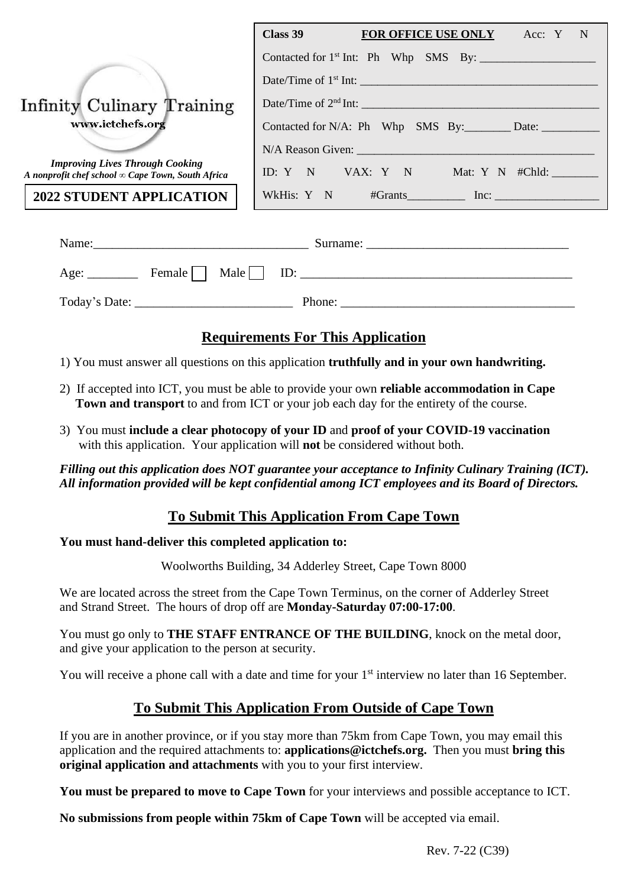Infinity Culinary Training
www.ictchefs.org

*Improving Lives Through Cooking*
*A nonprofit chef school ∞ Cape Town, South Africa*

**2022 STUDENT APPLICATION**

| **Class 39** | **FOR OFFICE USE ONLY** | Acc: Y N |
|---|---|---|
| Contacted for 1st Int: Ph Whp SMS By: ___________________ | | |
| Date/Time of 1st Int: ________________________________________ | | |
| Date/Time of 2nd Int: ________________________________________ | | |
| Contacted for N/A: Ph Whp SMS By:________ Date: __________ | | |
| N/A Reason Given: ________________________________________ | | |
| ID: Y N | VAX: Y N | Mat: Y N #Chld: ________ |
| WkHis: Y N | #Grants__________ | Inc: __________________ |

Name:__________________________________ Surname: ________________________________

Age: ________ Female ☐ Male ☐ ID: ____________________________________________

Today's Date: _________________________ Phone: _____________________________________

## Requirements For This Application

1) You must answer all questions on this application **truthfully and in your own handwriting.**

2) If accepted into ICT, you must be able to provide your own **reliable accommodation in Cape Town and transport** to and from ICT or your job each day for the entirety of the course.

3) You must **include a clear photocopy of your ID** and **proof of your COVID-19 vaccination** with this application. Your application will **not** be considered without both.

***Filling out this application does NOT guarantee your acceptance to Infinity Culinary Training (ICT). All information provided will be kept confidential among ICT employees and its Board of Directors.***

## To Submit This Application From Cape Town

**You must hand-deliver this completed application to:**

Woolworths Building, 34 Adderley Street, Cape Town 8000

We are located across the street from the Cape Town Terminus, on the corner of Adderley Street and Strand Street. The hours of drop off are **Monday-Saturday 07:00-17:00**.

You must go only to **THE STAFF ENTRANCE OF THE BUILDING**, knock on the metal door, and give your application to the person at security.

You will receive a phone call with a date and time for your 1st interview no later than 16 September.

## To Submit This Application From Outside of Cape Town

If you are in another province, or if you stay more than 75km from Cape Town, you may email this application and the required attachments to: **applications@ictchefs.org.** Then you must **bring this original application and attachments** with you to your first interview.

**You must be prepared to move to Cape Town** for your interviews and possible acceptance to ICT.

**No submissions from people within 75km of Cape Town** will be accepted via email.

Rev. 7-22 (C39)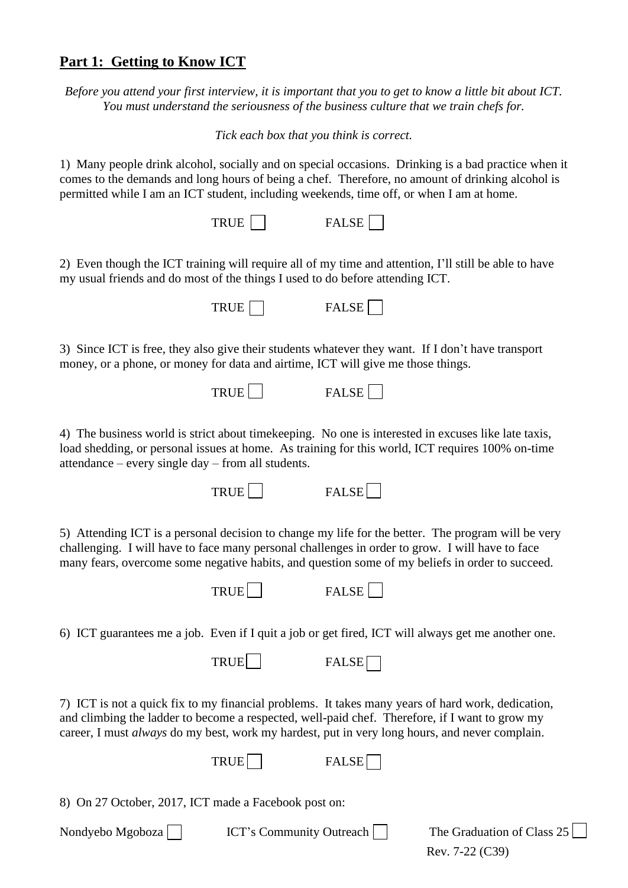## Part 1: Getting to Know ICT

*Before you attend your first interview, it is important that you to get to know a little bit about ICT. You must understand the seriousness of the business culture that we train chefs for.*

*Tick each box that you think is correct.*

1) Many people drink alcohol, socially and on special occasions. Drinking is a bad practice when it comes to the demands and long hours of being a chef. Therefore, no amount of drinking alcohol is permitted while I am an ICT student, including weekends, time off, or when I am at home.

TRUE ☐ FALSE ☐

2) Even though the ICT training will require all of my time and attention, I'll still be able to have my usual friends and do most of the things I used to do before attending ICT.

TRUE ☐ FALSE ☐

3) Since ICT is free, they also give their students whatever they want. If I don't have transport money, or a phone, or money for data and airtime, ICT will give me those things.

TRUE ☐ FALSE ☐

4) The business world is strict about timekeeping. No one is interested in excuses like late taxis, load shedding, or personal issues at home. As training for this world, ICT requires 100% on-time attendance – every single day – from all students.

TRUE ☐ FALSE ☐

5) Attending ICT is a personal decision to change my life for the better. The program will be very challenging. I will have to face many personal challenges in order to grow. I will have to face many fears, overcome some negative habits, and question some of my beliefs in order to succeed.

TRUE ☐ FALSE ☐

6) ICT guarantees me a job. Even if I quit a job or get fired, ICT will always get me another one.

TRUE ☐ FALSE ☐

7) ICT is not a quick fix to my financial problems. It takes many years of hard work, dedication, and climbing the ladder to become a respected, well-paid chef. Therefore, if I want to grow my career, I must *always* do my best, work my hardest, put in very long hours, and never complain.

TRUE ☐ FALSE ☐

8) On 27 October, 2017, ICT made a Facebook post on:

Nondyebo Mgoboza ☐ ICT's Community Outreach ☐ The Graduation of Class 25 ☐

Rev. 7-22 (C39)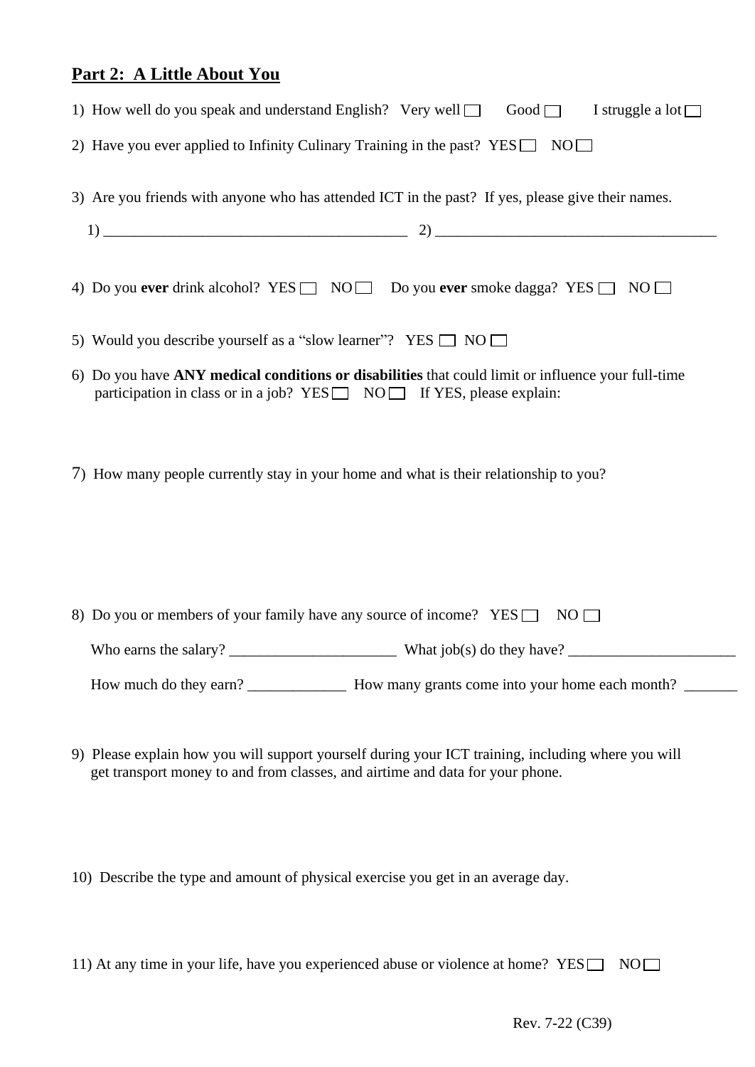## **Part 2: A Little About You**

1) How well do you speak and understand English? Very well ☐ Good ☐ I struggle a lot ☐

2) Have you ever applied to Infinity Culinary Training in the past? YES ☐ NO ☐

3) Are you friends with anyone who has attended ICT in the past? If yes, please give their names.

1) ________________________________________ 2) ____________________________________

4) Do you **ever** drink alcohol? YES ☐ NO ☐ Do you **ever** smoke dagga? YES ☐ NO ☐

5) Would you describe yourself as a "slow learner"? YES ☐ NO ☐

6) Do you have **ANY medical conditions or disabilities** that could limit or influence your full-time participation in class or in a job? YES ☐ NO ☐ If YES, please explain:

7) How many people currently stay in your home and what is their relationship to you?

8) Do you or members of your family have any source of income? YES ☐ NO ☐

Who earns the salary? ______________________ What job(s) do they have? ______________________

How much do they earn? _____________ How many grants come into your home each month? _______

9) Please explain how you will support yourself during your ICT training, including where you will get transport money to and from classes, and airtime and data for your phone.

10) Describe the type and amount of physical exercise you get in an average day.

11) At any time in your life, have you experienced abuse or violence at home? YES ☐ NO ☐

Rev. 7-22 (C39)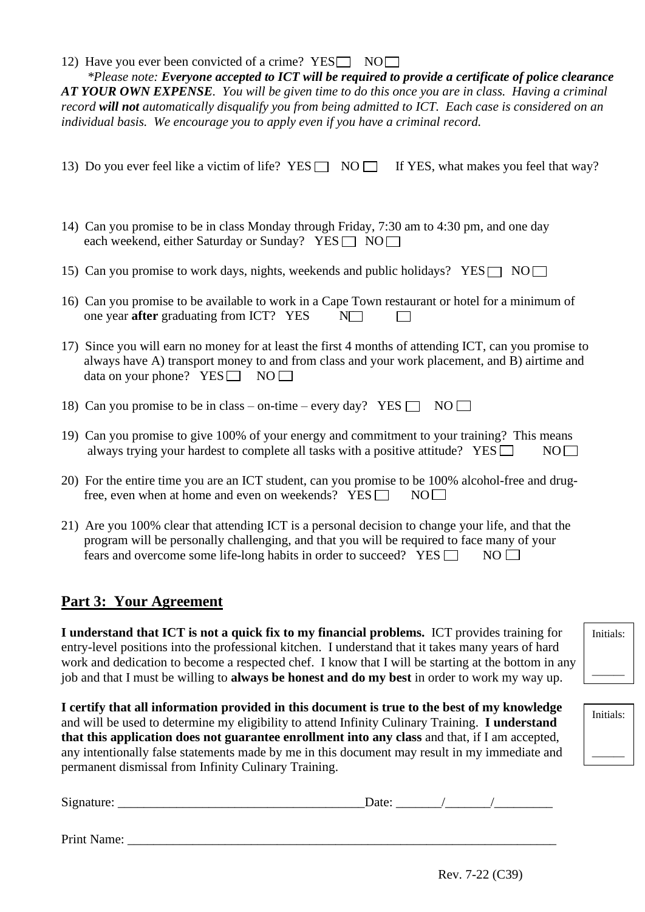12) Have you ever been convicted of a crime? YES ☐ NO ☐

*\*Please note: **Everyone accepted to ICT will be required to provide a certificate of police clearance AT YOUR OWN EXPENSE**. You will be given time to do this once you are in class. Having a criminal record **will not** automatically disqualify you from being admitted to ICT. Each case is considered on an individual basis. We encourage you to apply even if you have a criminal record.*

13) Do you ever feel like a victim of life? YES ☐ NO ☐ If YES, what makes you feel that way?

14) Can you promise to be in class Monday through Friday, 7:30 am to 4:30 pm, and one day each weekend, either Saturday or Sunday? YES ☐ NO ☐

15) Can you promise to work days, nights, weekends and public holidays? YES ☐ NO ☐

16) Can you promise to be available to work in a Cape Town restaurant or hotel for a minimum of one year **after** graduating from ICT? YES N☐ ☐

17) Since you will earn no money for at least the first 4 months of attending ICT, can you promise to always have A) transport money to and from class and your work placement, and B) airtime and data on your phone? YES ☐ NO ☐

18) Can you promise to be in class – on-time – every day? YES ☐ NO ☐

19) Can you promise to give 100% of your energy and commitment to your training? This means always trying your hardest to complete all tasks with a positive attitude? YES ☐ NO ☐

20) For the entire time you are an ICT student, can you promise to be 100% alcohol-free and drug-free, even when at home and even on weekends? YES ☐ NO ☐

21) Are you 100% clear that attending ICT is a personal decision to change your life, and that the program will be personally challenging, and that you will be required to face many of your fears and overcome some life-long habits in order to succeed? YES ☐ NO ☐

## Part 3: Your Agreement

**I understand that ICT is not a quick fix to my financial problems.** ICT provides training for entry-level positions into the professional kitchen. I understand that it takes many years of hard work and dedication to become a respected chef. I know that I will be starting at the bottom in any job and that I must be willing to **always be honest and do my best** in order to work my way up.

Initials: ______

**I certify that all information provided in this document is true to the best of my knowledge** and will be used to determine my eligibility to attend Infinity Culinary Training. **I understand that this application does not guarantee enrollment into any class** and that, if I am accepted, any intentionally false statements made by me in this document may result in my immediate and permanent dismissal from Infinity Culinary Training.

Initials: ______

Signature: ____________________________________ Date: _______/_______/_________

Print Name: ____________________________________________________________________

Rev. 7-22 (C39)